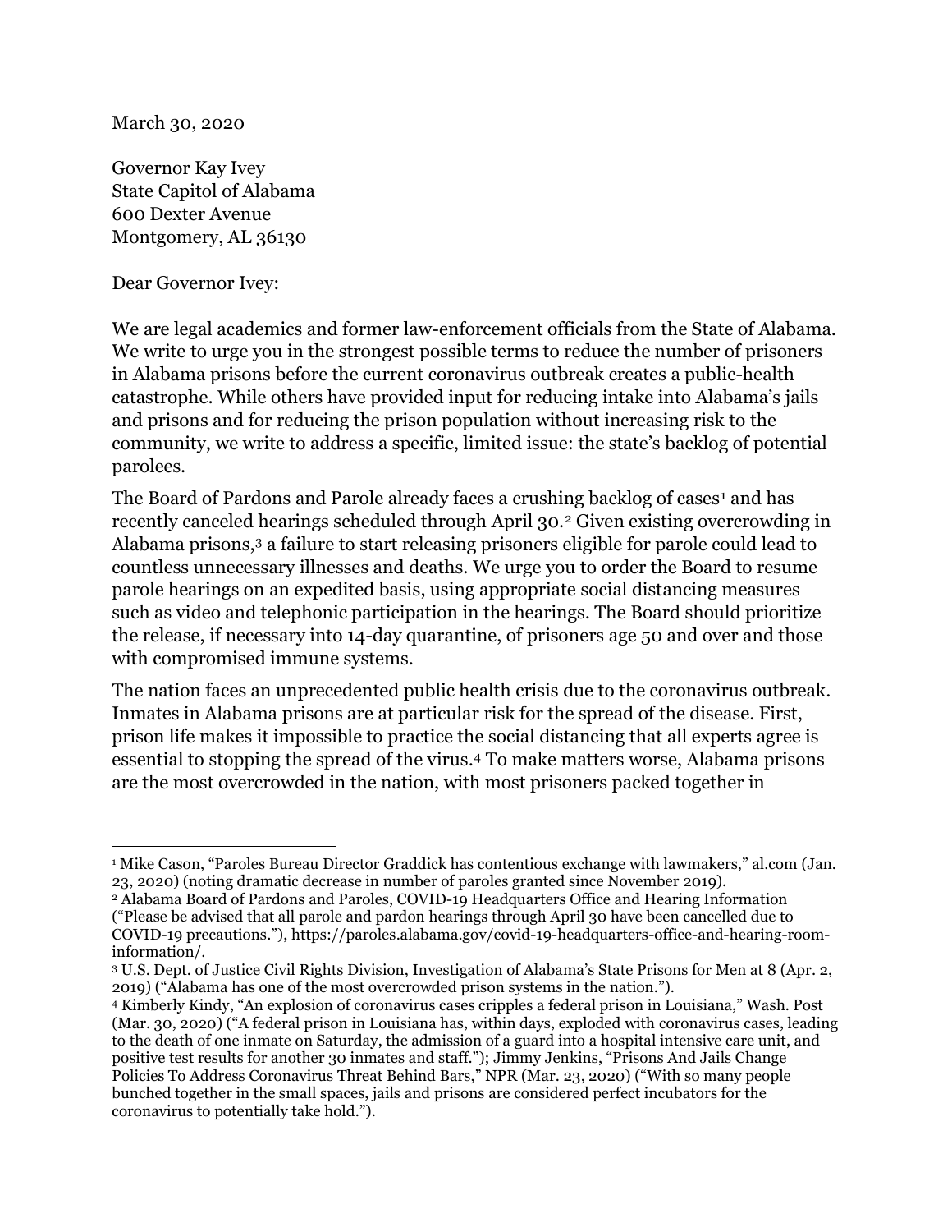March 30, 2020

Governor Kay Ivey
State Capitol of Alabama
600 Dexter Avenue
Montgomery, AL 36130

Dear Governor Ivey:

We are legal academics and former law-enforcement officials from the State of Alabama. We write to urge you in the strongest possible terms to reduce the number of prisoners in Alabama prisons before the current coronavirus outbreak creates a public-health catastrophe. While others have provided input for reducing intake into Alabama's jails and prisons and for reducing the prison population without increasing risk to the community, we write to address a specific, limited issue: the state's backlog of potential parolees.

The Board of Pardons and Parole already faces a crushing backlog of cases[1] and has recently canceled hearings scheduled through April 30.[2] Given existing overcrowding in Alabama prisons,[3] a failure to start releasing prisoners eligible for parole could lead to countless unnecessary illnesses and deaths. We urge you to order the Board to resume parole hearings on an expedited basis, using appropriate social distancing measures such as video and telephonic participation in the hearings. The Board should prioritize the release, if necessary into 14-day quarantine, of prisoners age 50 and over and those with compromised immune systems.

The nation faces an unprecedented public health crisis due to the coronavirus outbreak. Inmates in Alabama prisons are at particular risk for the spread of the disease. First, prison life makes it impossible to practice the social distancing that all experts agree is essential to stopping the spread of the virus.[4] To make matters worse, Alabama prisons are the most overcrowded in the nation, with most prisoners packed together in

---

[1] Mike Cason, "Paroles Bureau Director Graddick has contentious exchange with lawmakers," al.com (Jan. 23, 2020) (noting dramatic decrease in number of paroles granted since November 2019).

[2] Alabama Board of Pardons and Paroles, COVID-19 Headquarters Office and Hearing Information ("Please be advised that all parole and pardon hearings through April 30 have been cancelled due to COVID-19 precautions."), https://paroles.alabama.gov/covid-19-headquarters-office-and-hearing-room-information/.

[3] U.S. Dept. of Justice Civil Rights Division, Investigation of Alabama's State Prisons for Men at 8 (Apr. 2, 2019) ("Alabama has one of the most overcrowded prison systems in the nation.").

[4] Kimberly Kindy, "An explosion of coronavirus cases cripples a federal prison in Louisiana," Wash. Post (Mar. 30, 2020) ("A federal prison in Louisiana has, within days, exploded with coronavirus cases, leading to the death of one inmate on Saturday, the admission of a guard into a hospital intensive care unit, and positive test results for another 30 inmates and staff."); Jimmy Jenkins, "Prisons And Jails Change Policies To Address Coronavirus Threat Behind Bars," NPR (Mar. 23, 2020) ("With so many people bunched together in the small spaces, jails and prisons are considered perfect incubators for the coronavirus to potentially take hold.").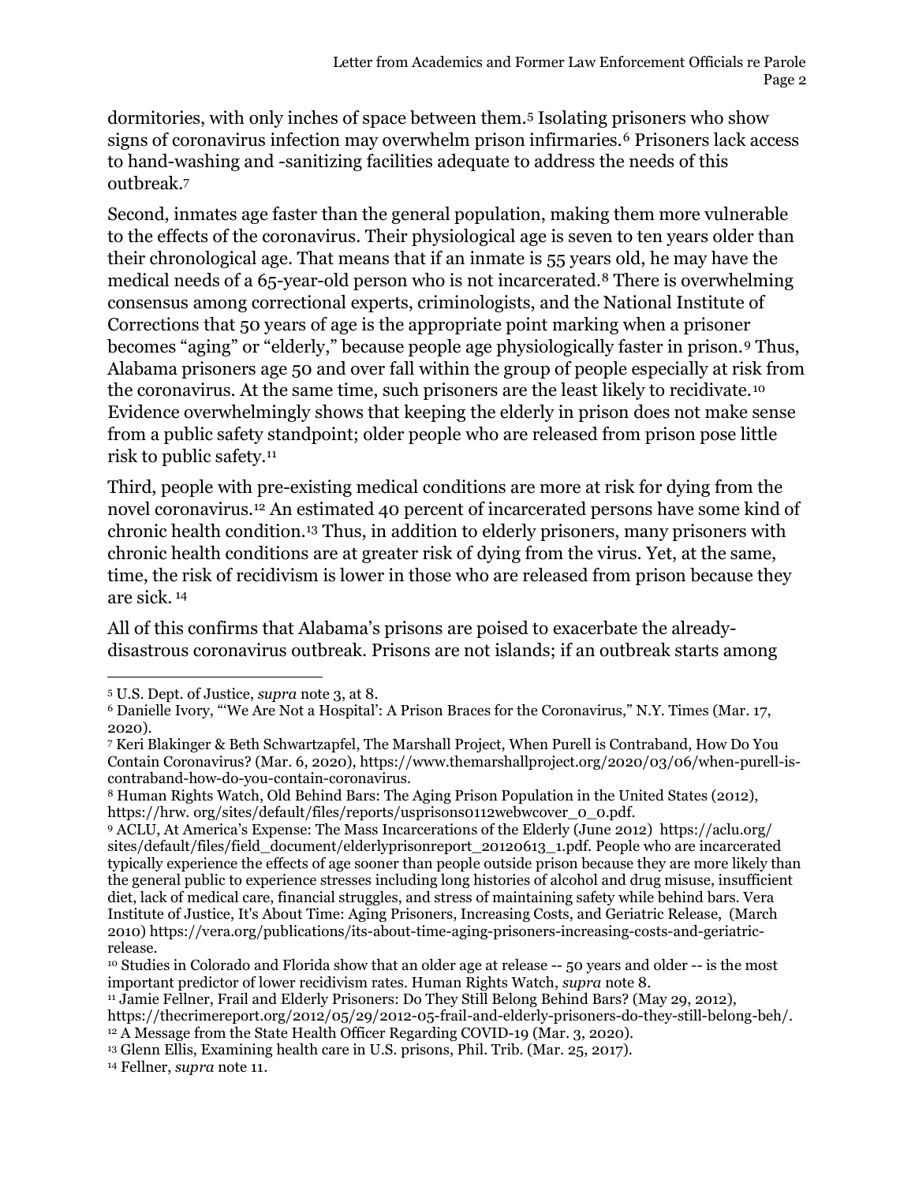dormitories, with only inches of space between them.[5] Isolating prisoners who show signs of coronavirus infection may overwhelm prison infirmaries.[6] Prisoners lack access to hand-washing and -sanitizing facilities adequate to address the needs of this outbreak.[7]

Second, inmates age faster than the general population, making them more vulnerable to the effects of the coronavirus. Their physiological age is seven to ten years older than their chronological age. That means that if an inmate is 55 years old, he may have the medical needs of a 65-year-old person who is not incarcerated.[8] There is overwhelming consensus among correctional experts, criminologists, and the National Institute of Corrections that 50 years of age is the appropriate point marking when a prisoner becomes "aging" or "elderly," because people age physiologically faster in prison.[9] Thus, Alabama prisoners age 50 and over fall within the group of people especially at risk from the coronavirus. At the same time, such prisoners are the least likely to recidivate.[10] Evidence overwhelmingly shows that keeping the elderly in prison does not make sense from a public safety standpoint; older people who are released from prison pose little risk to public safety.[11]

Third, people with pre-existing medical conditions are more at risk for dying from the novel coronavirus.[12] An estimated 40 percent of incarcerated persons have some kind of chronic health condition.[13] Thus, in addition to elderly prisoners, many prisoners with chronic health conditions are at greater risk of dying from the virus. Yet, at the same, time, the risk of recidivism is lower in those who are released from prison because they are sick.[14]

All of this confirms that Alabama's prisons are poised to exacerbate the already-disastrous coronavirus outbreak. Prisons are not islands; if an outbreak starts among

---

[5] U.S. Dept. of Justice, *supra* note 3, at 8.

[6] Danielle Ivory, "'We Are Not a Hospital': A Prison Braces for the Coronavirus," N.Y. Times (Mar. 17, 2020).

[7] Keri Blakinger & Beth Schwartzapfel, The Marshall Project, When Purell is Contraband, How Do You Contain Coronavirus? (Mar. 6, 2020), https://www.themarshallproject.org/2020/03/06/when-purell-is-contraband-how-do-you-contain-coronavirus.

[8] Human Rights Watch, Old Behind Bars: The Aging Prison Population in the United States (2012), https://hrw. org/sites/default/files/reports/usprisons0112webwcover_0_0.pdf.

[9] ACLU, At America's Expense: The Mass Incarcerations of the Elderly (June 2012) https://aclu.org/ sites/default/files/field_document/elderlyprisonreport_20120613_1.pdf. People who are incarcerated typically experience the effects of age sooner than people outside prison because they are more likely than the general public to experience stresses including long histories of alcohol and drug misuse, insufficient diet, lack of medical care, financial struggles, and stress of maintaining safety while behind bars. Vera Institute of Justice, It's About Time: Aging Prisoners, Increasing Costs, and Geriatric Release, (March 2010) https://vera.org/publications/its-about-time-aging-prisoners-increasing-costs-and-geriatric-release.

[10] Studies in Colorado and Florida show that an older age at release -- 50 years and older -- is the most important predictor of lower recidivism rates. Human Rights Watch, *supra* note 8.

[11] Jamie Fellner, Frail and Elderly Prisoners: Do They Still Belong Behind Bars? (May 29, 2012), https://thecrimereport.org/2012/05/29/2012-05-frail-and-elderly-prisoners-do-they-still-belong-beh/.

[12] A Message from the State Health Officer Regarding COVID-19 (Mar. 3, 2020).

[13] Glenn Ellis, Examining health care in U.S. prisons, Phil. Trib. (Mar. 25, 2017).

[14] Fellner, *supra* note 11.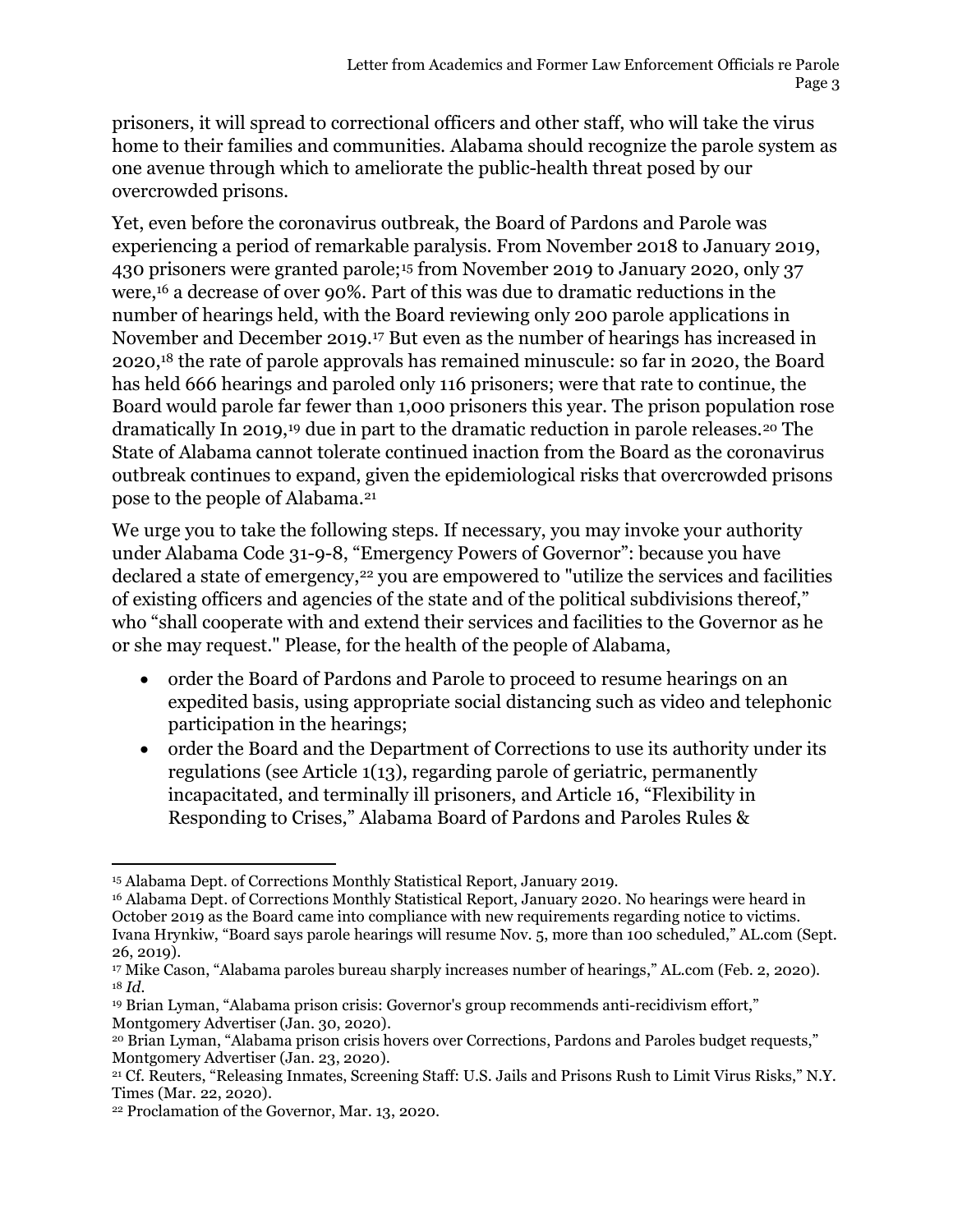prisoners, it will spread to correctional officers and other staff, who will take the virus home to their families and communities. Alabama should recognize the parole system as one avenue through which to ameliorate the public-health threat posed by our overcrowded prisons.

Yet, even before the coronavirus outbreak, the Board of Pardons and Parole was experiencing a period of remarkable paralysis. From November 2018 to January 2019, 430 prisoners were granted parole;[15] from November 2019 to January 2020, only 37 were,[16] a decrease of over 90%. Part of this was due to dramatic reductions in the number of hearings held, with the Board reviewing only 200 parole applications in November and December 2019.[17] But even as the number of hearings has increased in 2020,[18] the rate of parole approvals has remained minuscule: so far in 2020, the Board has held 666 hearings and paroled only 116 prisoners; were that rate to continue, the Board would parole far fewer than 1,000 prisoners this year. The prison population rose dramatically In 2019,[19] due in part to the dramatic reduction in parole releases.[20] The State of Alabama cannot tolerate continued inaction from the Board as the coronavirus outbreak continues to expand, given the epidemiological risks that overcrowded prisons pose to the people of Alabama.[21]

We urge you to take the following steps. If necessary, you may invoke your authority under Alabama Code 31-9-8, "Emergency Powers of Governor": because you have declared a state of emergency,[22] you are empowered to "utilize the services and facilities of existing officers and agencies of the state and of the political subdivisions thereof," who "shall cooperate with and extend their services and facilities to the Governor as he or she may request." Please, for the health of the people of Alabama,

- order the Board of Pardons and Parole to proceed to resume hearings on an expedited basis, using appropriate social distancing such as video and telephonic participation in the hearings;
- order the Board and the Department of Corrections to use its authority under its regulations (see Article 1(13), regarding parole of geriatric, permanently incapacitated, and terminally ill prisoners, and Article 16, "Flexibility in Responding to Crises," Alabama Board of Pardons and Paroles Rules &

---

[15] Alabama Dept. of Corrections Monthly Statistical Report, January 2019.

[16] Alabama Dept. of Corrections Monthly Statistical Report, January 2020. No hearings were heard in October 2019 as the Board came into compliance with new requirements regarding notice to victims. Ivana Hrynkiw, "Board says parole hearings will resume Nov. 5, more than 100 scheduled," AL.com (Sept. 26, 2019).

[17] Mike Cason, "Alabama paroles bureau sharply increases number of hearings," AL.com (Feb. 2, 2020).

[18] *Id.*

[19] Brian Lyman, "Alabama prison crisis: Governor's group recommends anti-recidivism effort," Montgomery Advertiser (Jan. 30, 2020).

[20] Brian Lyman, "Alabama prison crisis hovers over Corrections, Pardons and Paroles budget requests," Montgomery Advertiser (Jan. 23, 2020).

[21] Cf. Reuters, "Releasing Inmates, Screening Staff: U.S. Jails and Prisons Rush to Limit Virus Risks," N.Y. Times (Mar. 22, 2020).

[22] Proclamation of the Governor, Mar. 13, 2020.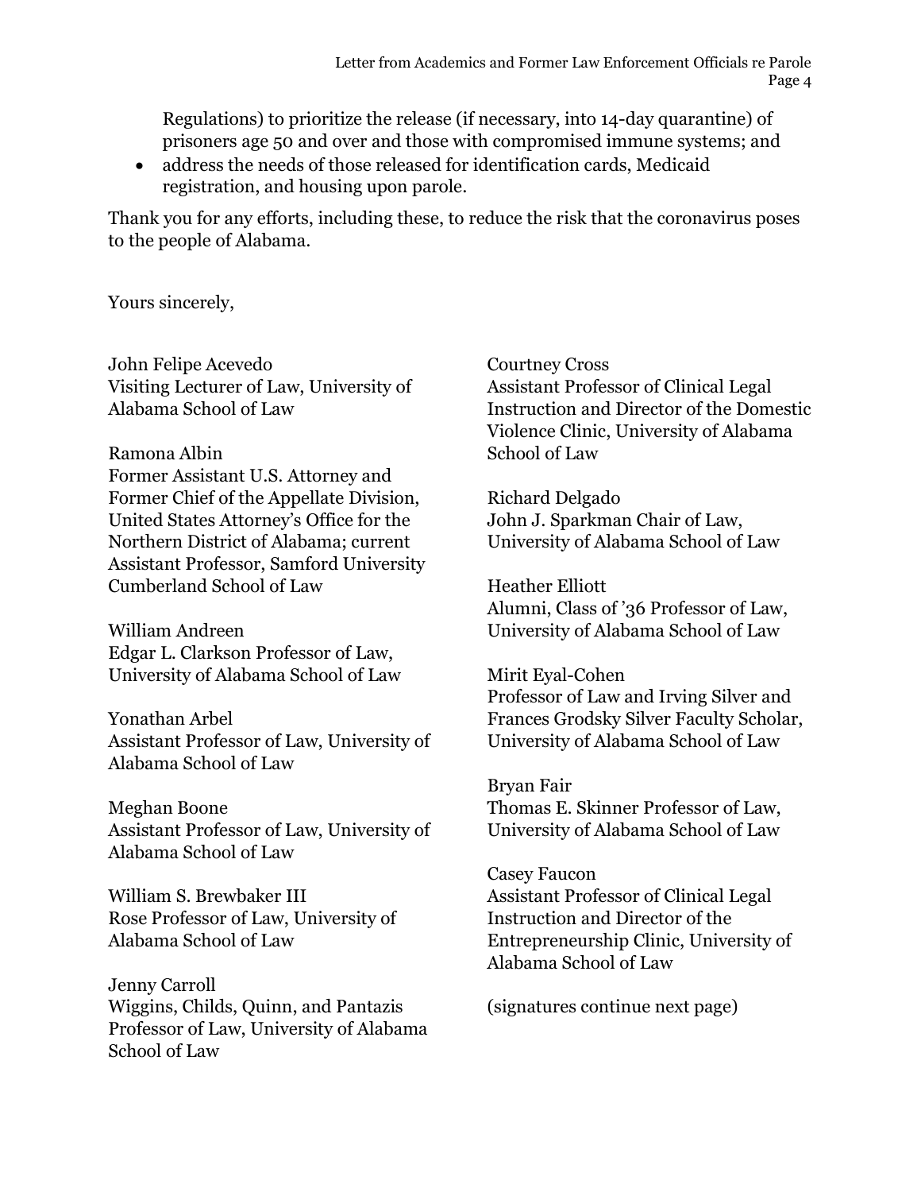Regulations) to prioritize the release (if necessary, into 14-day quarantine) of prisoners age 50 and over and those with compromised immune systems; and

- address the needs of those released for identification cards, Medicaid registration, and housing upon parole.

Thank you for any efforts, including these, to reduce the risk that the coronavirus poses to the people of Alabama.

Yours sincerely,

John Felipe Acevedo
Visiting Lecturer of Law, University of Alabama School of Law

Ramona Albin
Former Assistant U.S. Attorney and Former Chief of the Appellate Division, United States Attorney's Office for the Northern District of Alabama; current Assistant Professor, Samford University Cumberland School of Law

William Andreen
Edgar L. Clarkson Professor of Law, University of Alabama School of Law

Yonathan Arbel
Assistant Professor of Law, University of Alabama School of Law

Meghan Boone
Assistant Professor of Law, University of Alabama School of Law

William S. Brewbaker III
Rose Professor of Law, University of Alabama School of Law

Jenny Carroll
Wiggins, Childs, Quinn, and Pantazis Professor of Law, University of Alabama School of Law

Courtney Cross
Assistant Professor of Clinical Legal Instruction and Director of the Domestic Violence Clinic, University of Alabama School of Law

Richard Delgado
John J. Sparkman Chair of Law, University of Alabama School of Law

Heather Elliott
Alumni, Class of '36 Professor of Law, University of Alabama School of Law

Mirit Eyal-Cohen
Professor of Law and Irving Silver and Frances Grodsky Silver Faculty Scholar, University of Alabama School of Law

Bryan Fair
Thomas E. Skinner Professor of Law, University of Alabama School of Law

Casey Faucon
Assistant Professor of Clinical Legal Instruction and Director of the Entrepreneurship Clinic, University of Alabama School of Law

(signatures continue next page)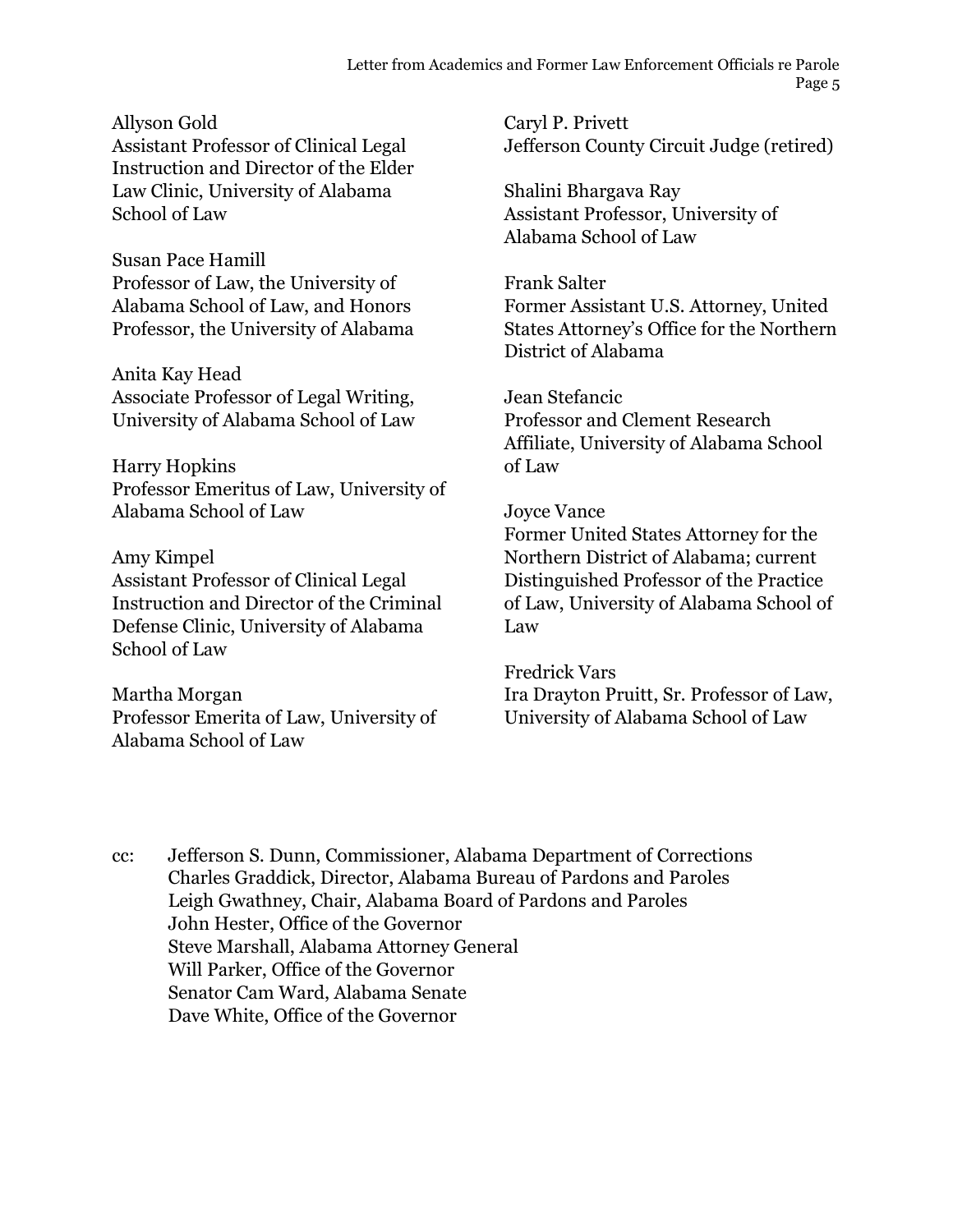Allyson Gold
Assistant Professor of Clinical Legal Instruction and Director of the Elder Law Clinic, University of Alabama School of Law

Susan Pace Hamill
Professor of Law, the University of Alabama School of Law, and Honors Professor, the University of Alabama

Anita Kay Head
Associate Professor of Legal Writing, University of Alabama School of Law

Harry Hopkins
Professor Emeritus of Law, University of Alabama School of Law

Amy Kimpel
Assistant Professor of Clinical Legal Instruction and Director of the Criminal Defense Clinic, University of Alabama School of Law

Martha Morgan
Professor Emerita of Law, University of Alabama School of Law

Caryl P. Privett
Jefferson County Circuit Judge (retired)

Shalini Bhargava Ray
Assistant Professor, University of Alabama School of Law

Frank Salter
Former Assistant U.S. Attorney, United States Attorney's Office for the Northern District of Alabama

Jean Stefancic
Professor and Clement Research Affiliate, University of Alabama School of Law

Joyce Vance
Former United States Attorney for the Northern District of Alabama; current Distinguished Professor of the Practice of Law, University of Alabama School of Law

Fredrick Vars
Ira Drayton Pruitt, Sr. Professor of Law, University of Alabama School of Law

cc: Jefferson S. Dunn, Commissioner, Alabama Department of Corrections
Charles Graddick, Director, Alabama Bureau of Pardons and Paroles
Leigh Gwathney, Chair, Alabama Board of Pardons and Paroles
John Hester, Office of the Governor
Steve Marshall, Alabama Attorney General
Will Parker, Office of the Governor
Senator Cam Ward, Alabama Senate
Dave White, Office of the Governor